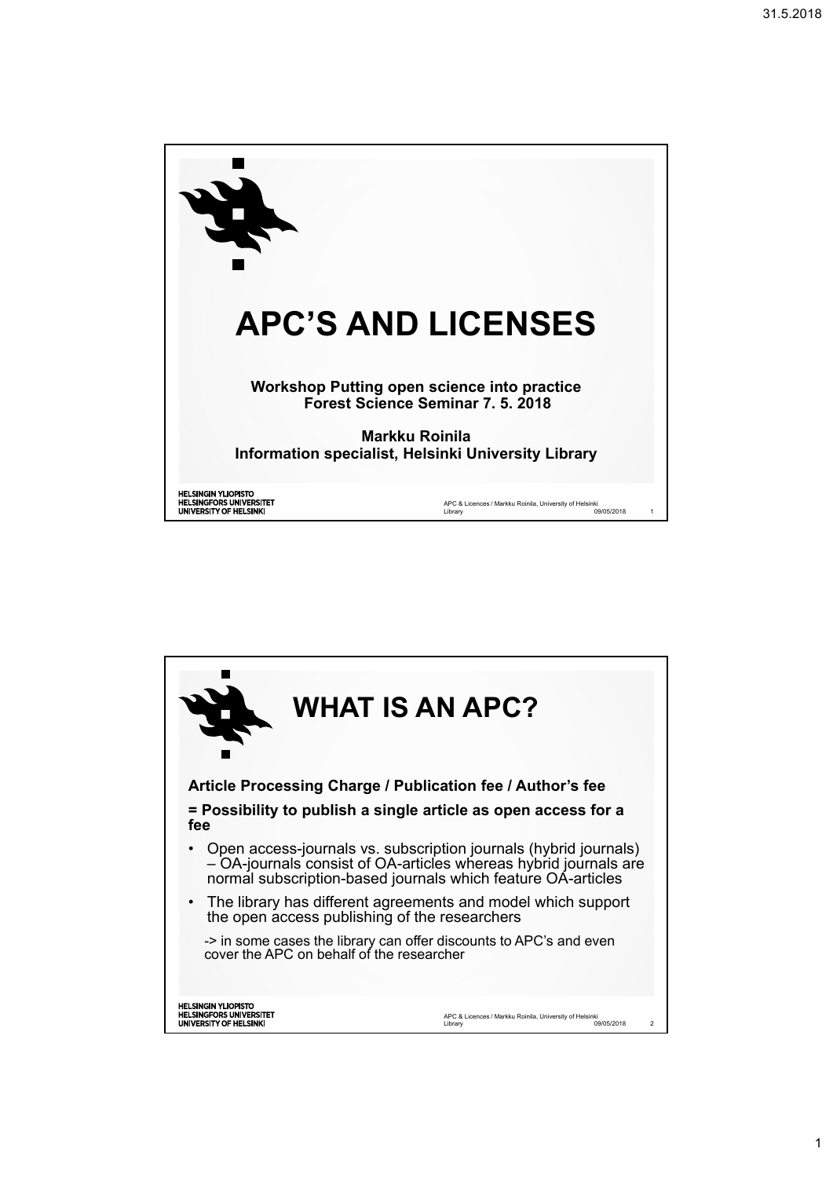# APC'S AND LICENSES

**Workshop Putting open science into practice**
**Forest Science Seminar 7. 5. 2018**

**Markku Roinila**
**Information specialist, Helsinki University Library**

# WHAT IS AN APC?

**Article Processing Charge / Publication fee / Author's fee**

**= Possibility to publish a single article as open access for a fee**

- Open access-journals vs. subscription journals (hybrid journals) – OA-journals consist of OA-articles whereas hybrid journals are normal subscription-based journals which feature OA-articles
- The library has different agreements and model which support the open access publishing of the researchers

  -> in some cases the library can offer discounts to APC's and even cover the APC on behalf of the researcher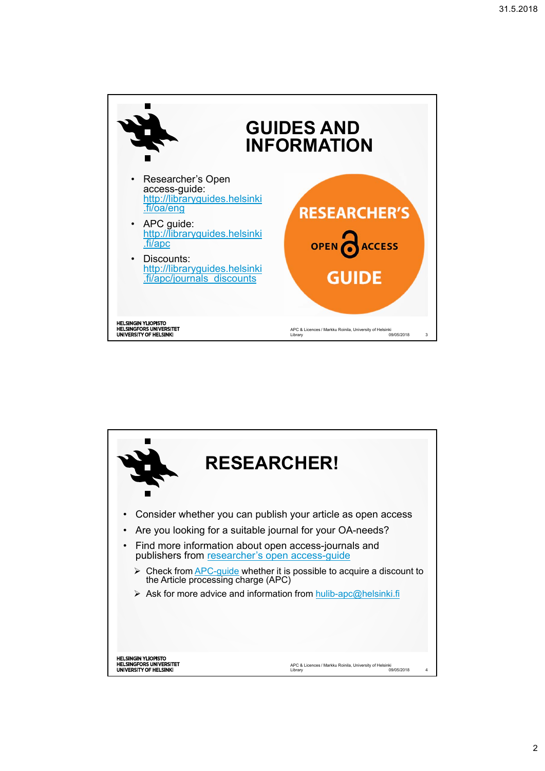# GUIDES AND INFORMATION

- Researcher's Open access-guide: http://libraryguides.helsinki.fi/oa/eng
- APC guide: http://libraryguides.helsinki.fi/apc
- Discounts: http://libraryguides.helsinki.fi/apc/journals_discounts

RESEARCHER'S OPEN ACCESS GUIDE

# RESEARCHER!

- Consider whether you can publish your article as open access
- Are you looking for a suitable journal for your OA-needs?
- Find more information about open access-journals and publishers from researcher's open access-guide
  - Check from APC-guide whether it is possible to acquire a discount to the Article processing charge (APC)
  - Ask for more advice and information from hulib-apc@helsinki.fi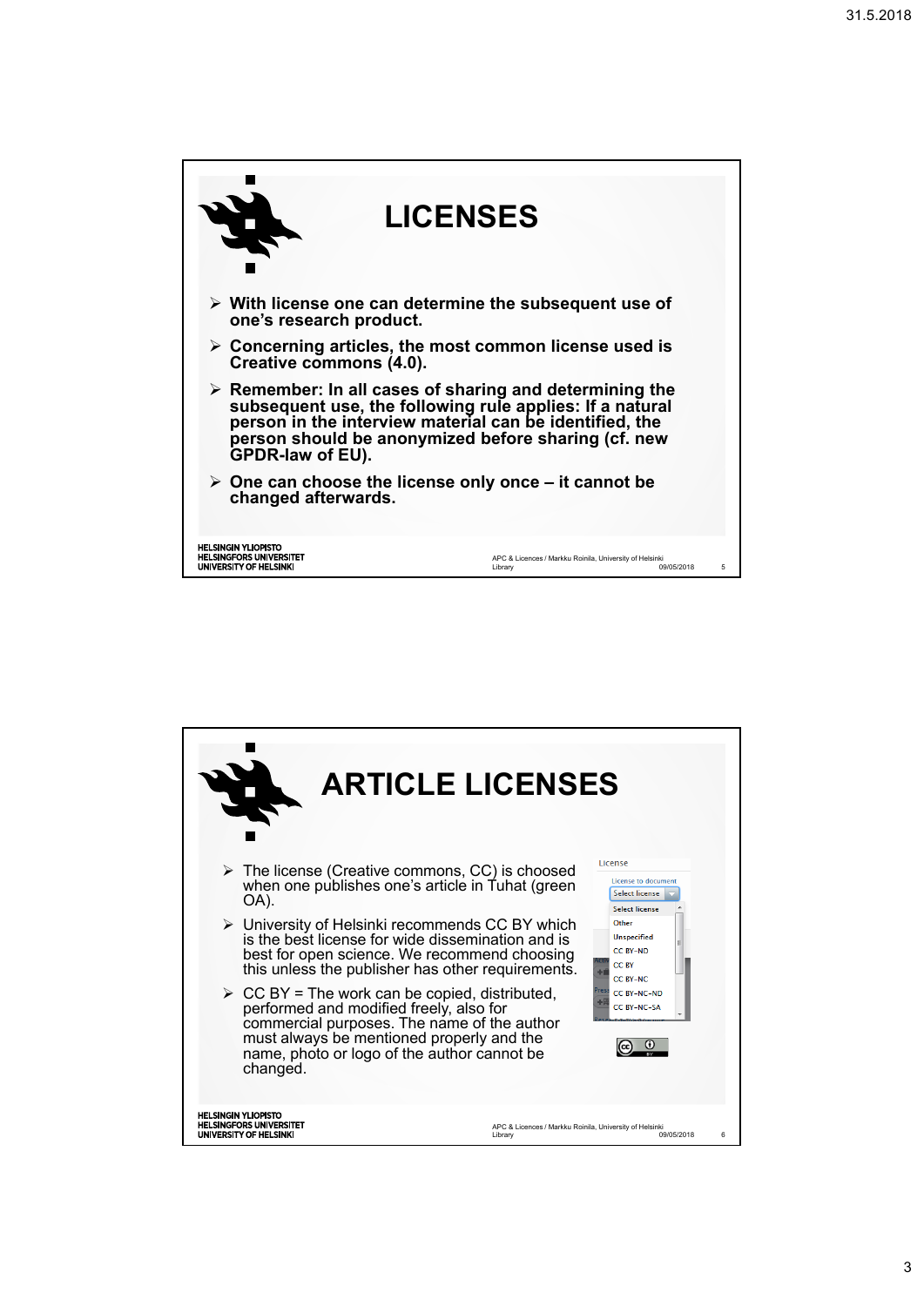# LICENSES

- **With license one can determine the subsequent use of one's research product.**
- **Concerning articles, the most common license used is Creative commons (4.0).**
- **Remember: In all cases of sharing and determining the subsequent use, the following rule applies: If a natural person in the interview material can be identified, the person should be anonymized before sharing (cf. new GPDR-law of EU).**
- **One can choose the license only once – it cannot be changed afterwards.**

# ARTICLE LICENSES

- The license (Creative commons, CC) is choosed when one publishes one's article in Tuhat (green OA).
- University of Helsinki recommends CC BY which is the best license for wide dissemination and is best for open science. We recommend choosing this unless the publisher has other requirements.
- CC BY = The work can be copied, distributed, performed and modified freely, also for commercial purposes. The name of the author must always be mentioned properly and the name, photo or logo of the author cannot be changed.

License

License to document

Select license

- Select license
- Other
- Unspecified
- CC BY-ND
- CC BY
- CC BY-NC
- CC BY-NC-ND
- CC BY-NC-SA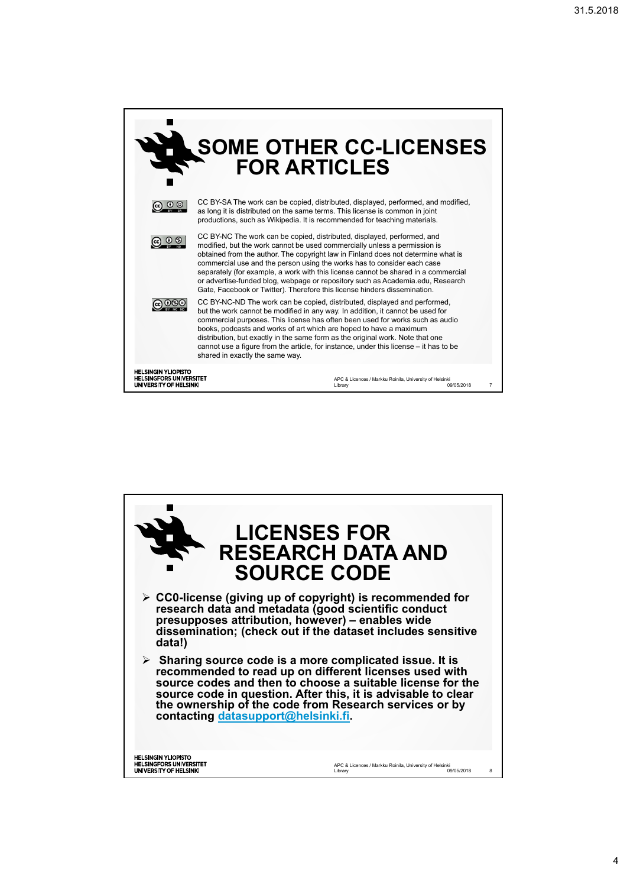# SOME OTHER CC-LICENSES FOR ARTICLES

CC BY-SA The work can be copied, distributed, displayed, performed, and modified, as long it is distributed on the same terms. This license is common in joint productions, such as Wikipedia. It is recommended for teaching materials.

CC BY-NC The work can be copied, distributed, displayed, performed, and modified, but the work cannot be used commercially unless a permission is obtained from the author. The copyright law in Finland does not determine what is commercial use and the person using the works has to consider each case separately (for example, a work with this license cannot be shared in a commercial or advertise-funded blog, webpage or repository such as Academia.edu, Research Gate, Facebook or Twitter). Therefore this license hinders dissemination.

CC BY-NC-ND The work can be copied, distributed, displayed and performed, but the work cannot be modified in any way. In addition, it cannot be used for commercial purposes. This license has often been used for works such as audio books, podcasts and works of art which are hoped to have a maximum distribution, but exactly in the same form as the original work. Note that one cannot use a figure from the article, for instance, under this license – it has to be shared in exactly the same way.

HELSINGIN YLIOPISTO
HELSINGFORS UNIVERSITET
UNIVERSITY OF HELSINKI

APC & Licences / Markku Roinila, University of Helsinki Library 09/05/2018 7

# LICENSES FOR RESEARCH DATA AND SOURCE CODE

- **CC0-license (giving up of copyright) is recommended for research data and metadata (good scientific conduct presupposes attribution, however) – enables wide dissemination; (check out if the dataset includes sensitive data!)**
- **Sharing source code is a more complicated issue. It is recommended to read up on different licenses used with source codes and then to choose a suitable license for the source code in question. After this, it is advisable to clear the ownership of the code from Research services or by contacting [datasupport@helsinki.fi](mailto:datasupport@helsinki.fi).**

HELSINGIN YLIOPISTO
HELSINGFORS UNIVERSITET
UNIVERSITY OF HELSINKI

APC & Licences / Markku Roinila, University of Helsinki Library 09/05/2018 8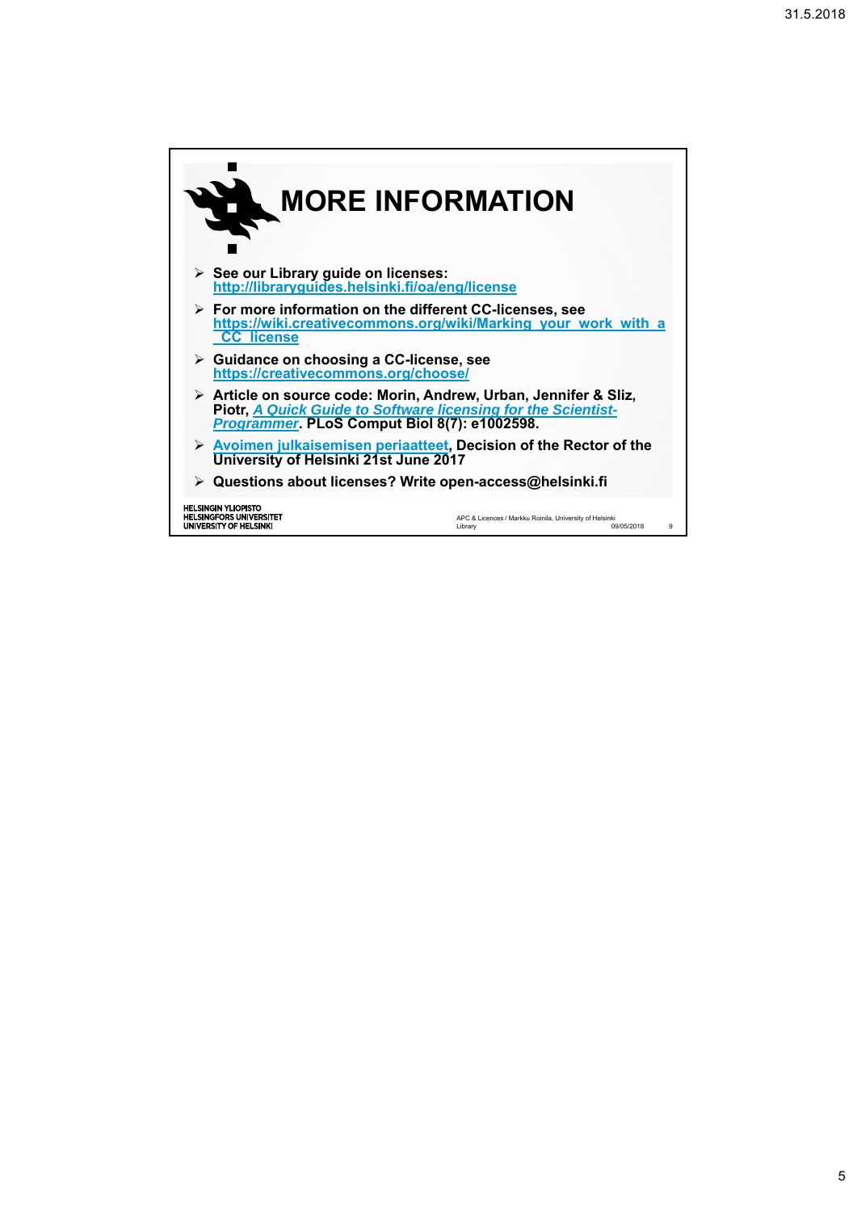# MORE INFORMATION

- **See our Library guide on licenses: http://libraryguides.helsinki.fi/oa/eng/license**
- **For more information on the different CC-licenses, see https://wiki.creativecommons.org/wiki/Marking_your_work_with_a_CC_license**
- **Guidance on choosing a CC-license, see https://creativecommons.org/choose/**
- **Article on source code: Morin, Andrew, Urban, Jennifer & Sliz, Piotr, *A Quick Guide to Software licensing for the Scientist-Programmer*. PLoS Comput Biol 8(7): e1002598.**
- **Avoimen julkaisemisen periaatteet, Decision of the Rector of the University of Helsinki 21st June 2017**
- **Questions about licenses? Write open-access@helsinki.fi**

HELSINGIN YLIOPISTO
HELSINGFORS UNIVERSITET
UNIVERSITY OF HELSINKI

APC & Licences / Markku Roinila, University of Helsinki Library 09/05/2018